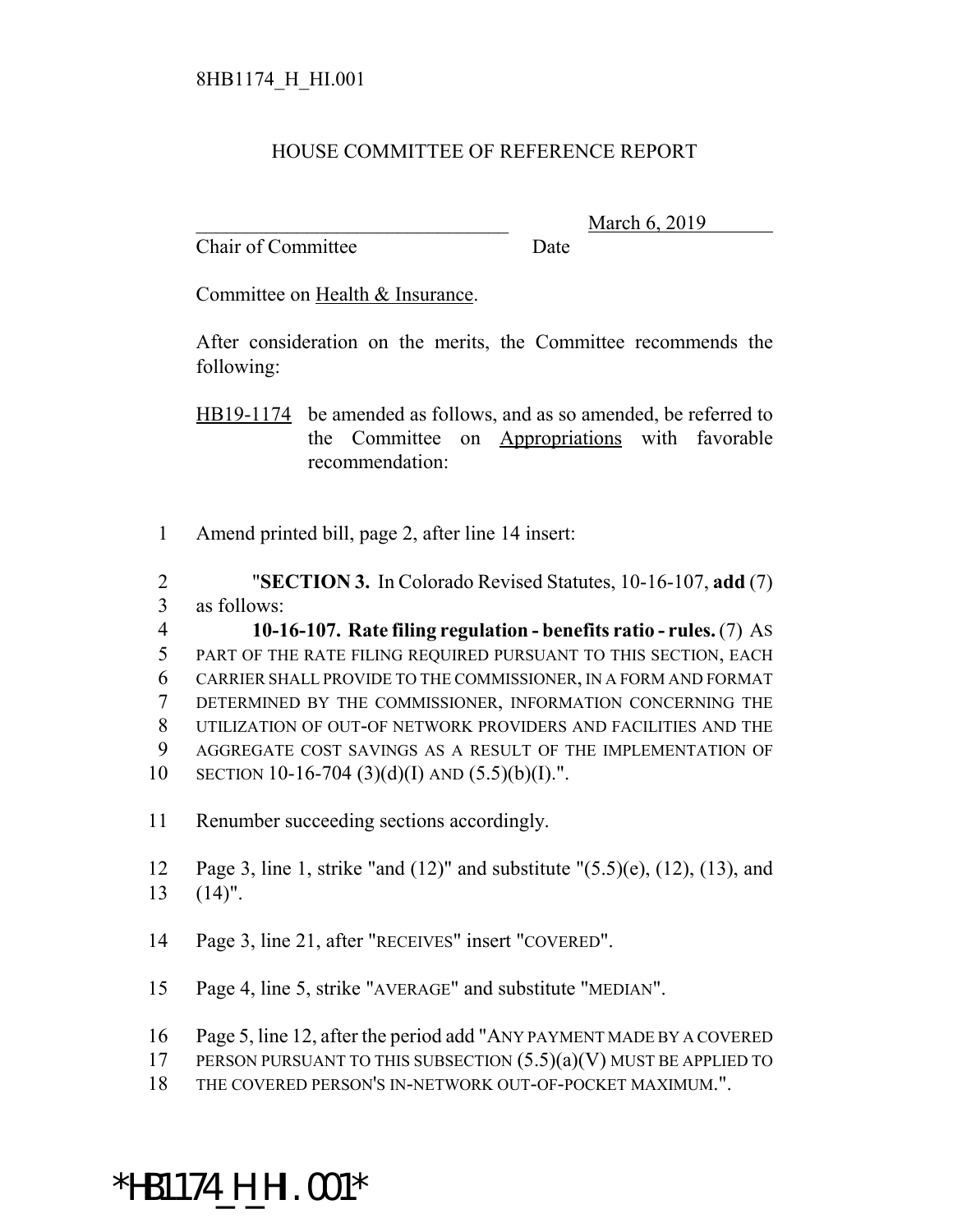8HB1174_H_HI.001

# HOUSE COMMITTEE OF REFERENCE REPORT

_______________________________ March 6, 2019
Chair of Committee Date

Committee on Health & Insurance.

After consideration on the merits, the Committee recommends the following:

HB19-1174 be amended as follows, and as so amended, be referred to the Committee on Appropriations with favorable recommendation:

1 Amend printed bill, page 2, after line 14 insert:

2 "**SECTION 3.** In Colorado Revised Statutes, 10-16-107, **add** (7)
3 as follows:
4 **10-16-107. Rate filing regulation - benefits ratio - rules.** (7) AS
5 PART OF THE RATE FILING REQUIRED PURSUANT TO THIS SECTION, EACH
6 CARRIER SHALL PROVIDE TO THE COMMISSIONER, IN A FORM AND FORMAT
7 DETERMINED BY THE COMMISSIONER, INFORMATION CONCERNING THE
8 UTILIZATION OF OUT-OF NETWORK PROVIDERS AND FACILITIES AND THE
9 AGGREGATE COST SAVINGS AS A RESULT OF THE IMPLEMENTATION OF
10 SECTION 10-16-704 (3)(d)(I) AND (5.5)(b)(I).".

11 Renumber succeeding sections accordingly.

12 Page 3, line 1, strike "and (12)" and substitute "(5.5)(e), (12), (13), and
13 (14)".

14 Page 3, line 21, after "RECEIVES" insert "COVERED".

15 Page 4, line 5, strike "AVERAGE" and substitute "MEDIAN".

16 Page 5, line 12, after the period add "ANY PAYMENT MADE BY A COVERED
17 PERSON PURSUANT TO THIS SUBSECTION (5.5)(a)(V) MUST BE APPLIED TO
18 THE COVERED PERSON'S IN-NETWORK OUT-OF-POCKET MAXIMUM.".

*HB1174_H_HI.001*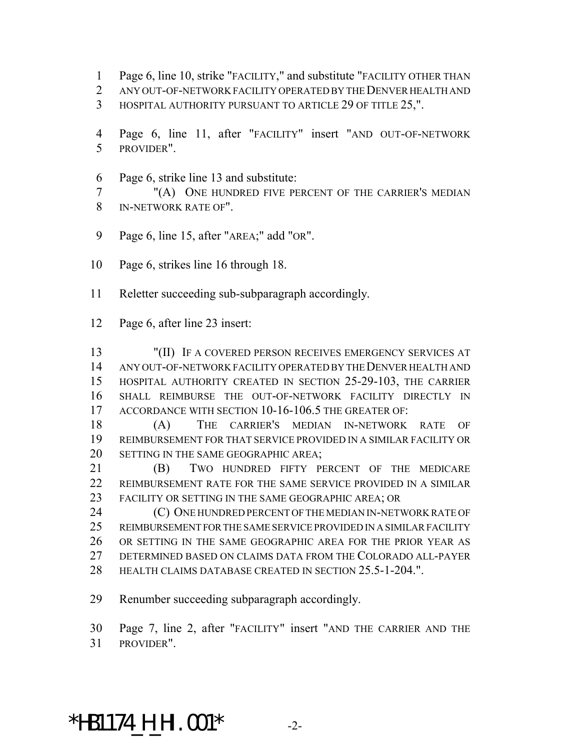Page 6, line 10, strike "FACILITY," and substitute "FACILITY OTHER THAN ANY OUT-OF-NETWORK FACILITY OPERATED BY THE DENVER HEALTH AND HOSPITAL AUTHORITY PURSUANT TO ARTICLE 29 OF TITLE 25,".

Page 6, line 11, after "FACILITY" insert "AND OUT-OF-NETWORK PROVIDER".

Page 6, strike line 13 and substitute:

"(A) ONE HUNDRED FIVE PERCENT OF THE CARRIER'S MEDIAN IN-NETWORK RATE OF".

Page 6, line 15, after "AREA;" add "OR".

Page 6, strikes line 16 through 18.

Reletter succeeding sub-subparagraph accordingly.

Page 6, after line 23 insert:

"(II) IF A COVERED PERSON RECEIVES EMERGENCY SERVICES AT ANY OUT-OF-NETWORK FACILITY OPERATED BY THE DENVER HEALTH AND HOSPITAL AUTHORITY CREATED IN SECTION 25-29-103, THE CARRIER SHALL REIMBURSE THE OUT-OF-NETWORK FACILITY DIRECTLY IN ACCORDANCE WITH SECTION 10-16-106.5 THE GREATER OF:

(A) THE CARRIER'S MEDIAN IN-NETWORK RATE OF REIMBURSEMENT FOR THAT SERVICE PROVIDED IN A SIMILAR FACILITY OR SETTING IN THE SAME GEOGRAPHIC AREA;

(B) TWO HUNDRED FIFTY PERCENT OF THE MEDICARE REIMBURSEMENT RATE FOR THE SAME SERVICE PROVIDED IN A SIMILAR FACILITY OR SETTING IN THE SAME GEOGRAPHIC AREA; OR

(C) ONE HUNDRED PERCENT OF THE MEDIAN IN-NETWORK RATE OF REIMBURSEMENT FOR THE SAME SERVICE PROVIDED IN A SIMILAR FACILITY OR SETTING IN THE SAME GEOGRAPHIC AREA FOR THE PRIOR YEAR AS DETERMINED BASED ON CLAIMS DATA FROM THE COLORADO ALL-PAYER HEALTH CLAIMS DATABASE CREATED IN SECTION 25.5-1-204.".

Renumber succeeding subparagraph accordingly.

Page 7, line 2, after "FACILITY" insert "AND THE CARRIER AND THE PROVIDER".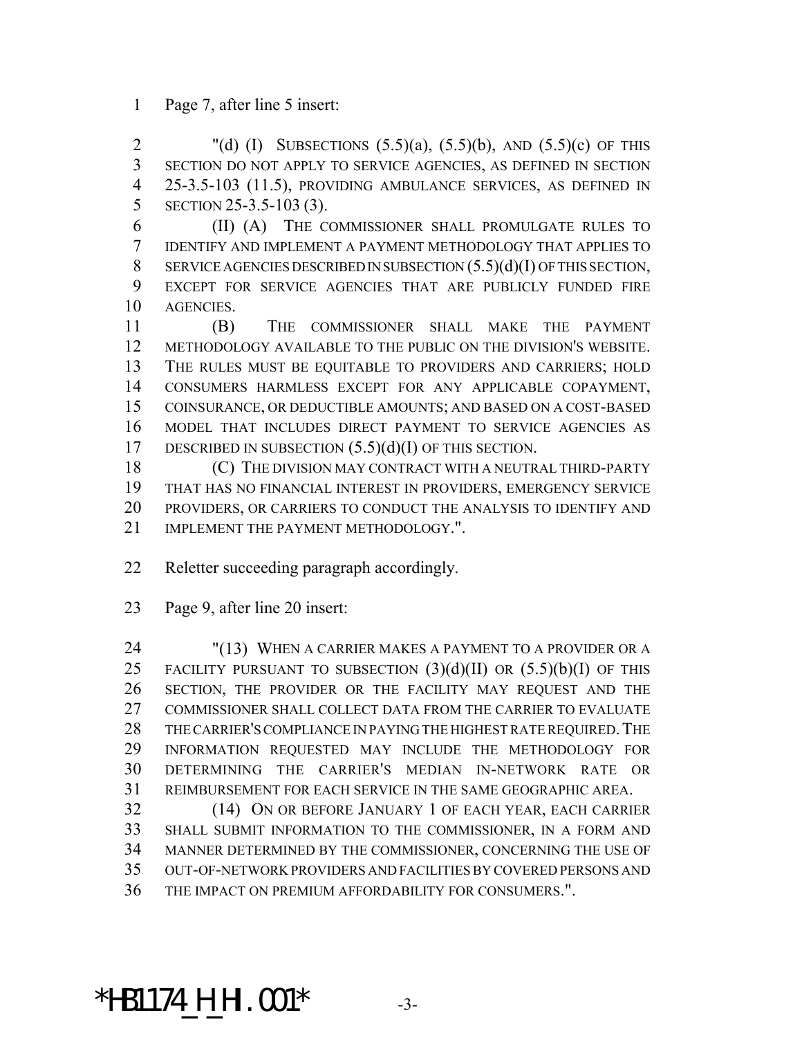Page 7, after line 5 insert:

"(d) (I) SUBSECTIONS (5.5)(a), (5.5)(b), AND (5.5)(c) OF THIS SECTION DO NOT APPLY TO SERVICE AGENCIES, AS DEFINED IN SECTION 25-3.5-103 (11.5), PROVIDING AMBULANCE SERVICES, AS DEFINED IN SECTION 25-3.5-103 (3).

(II) (A) THE COMMISSIONER SHALL PROMULGATE RULES TO IDENTIFY AND IMPLEMENT A PAYMENT METHODOLOGY THAT APPLIES TO SERVICE AGENCIES DESCRIBED IN SUBSECTION (5.5)(d)(I) OF THIS SECTION, EXCEPT FOR SERVICE AGENCIES THAT ARE PUBLICLY FUNDED FIRE AGENCIES.

(B) THE COMMISSIONER SHALL MAKE THE PAYMENT METHODOLOGY AVAILABLE TO THE PUBLIC ON THE DIVISION'S WEBSITE. THE RULES MUST BE EQUITABLE TO PROVIDERS AND CARRIERS; HOLD CONSUMERS HARMLESS EXCEPT FOR ANY APPLICABLE COPAYMENT, COINSURANCE, OR DEDUCTIBLE AMOUNTS; AND BASED ON A COST-BASED MODEL THAT INCLUDES DIRECT PAYMENT TO SERVICE AGENCIES AS DESCRIBED IN SUBSECTION (5.5)(d)(I) OF THIS SECTION.

(C) THE DIVISION MAY CONTRACT WITH A NEUTRAL THIRD-PARTY THAT HAS NO FINANCIAL INTEREST IN PROVIDERS, EMERGENCY SERVICE PROVIDERS, OR CARRIERS TO CONDUCT THE ANALYSIS TO IDENTIFY AND IMPLEMENT THE PAYMENT METHODOLOGY.".

Reletter succeeding paragraph accordingly.

Page 9, after line 20 insert:

"(13) WHEN A CARRIER MAKES A PAYMENT TO A PROVIDER OR A FACILITY PURSUANT TO SUBSECTION (3)(d)(II) OR (5.5)(b)(I) OF THIS SECTION, THE PROVIDER OR THE FACILITY MAY REQUEST AND THE COMMISSIONER SHALL COLLECT DATA FROM THE CARRIER TO EVALUATE THE CARRIER'S COMPLIANCE IN PAYING THE HIGHEST RATE REQUIRED. THE INFORMATION REQUESTED MAY INCLUDE THE METHODOLOGY FOR DETERMINING THE CARRIER'S MEDIAN IN-NETWORK RATE OR REIMBURSEMENT FOR EACH SERVICE IN THE SAME GEOGRAPHIC AREA.

(14) ON OR BEFORE JANUARY 1 OF EACH YEAR, EACH CARRIER SHALL SUBMIT INFORMATION TO THE COMMISSIONER, IN A FORM AND MANNER DETERMINED BY THE COMMISSIONER, CONCERNING THE USE OF OUT-OF-NETWORK PROVIDERS AND FACILITIES BY COVERED PERSONS AND THE IMPACT ON PREMIUM AFFORDABILITY FOR CONSUMERS.".

*HB1174_H_HI.001*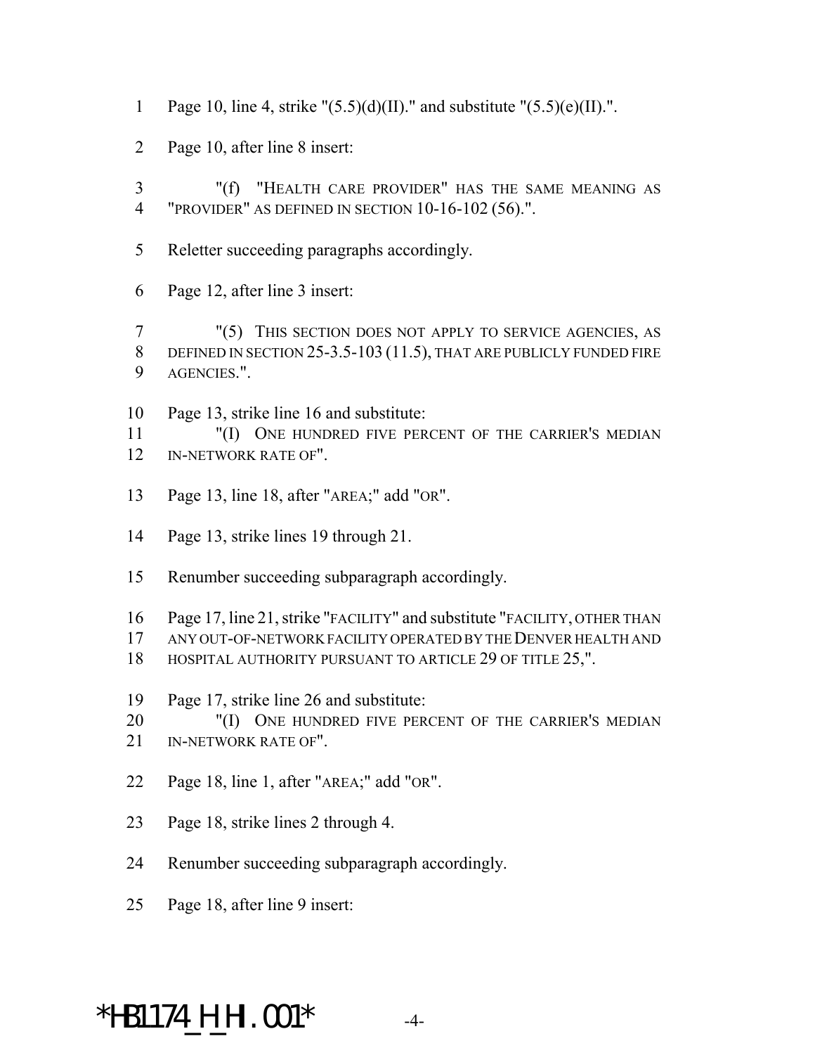Page 10, line 4, strike "(5.5)(d)(II)." and substitute "(5.5)(e)(II).".

Page 10, after line 8 insert:

"(f) "HEALTH CARE PROVIDER" HAS THE SAME MEANING AS "PROVIDER" AS DEFINED IN SECTION 10-16-102 (56).".

Reletter succeeding paragraphs accordingly.

Page 12, after line 3 insert:

"(5) THIS SECTION DOES NOT APPLY TO SERVICE AGENCIES, AS DEFINED IN SECTION 25-3.5-103 (11.5), THAT ARE PUBLICLY FUNDED FIRE AGENCIES.".

Page 13, strike line 16 and substitute:
"(I) ONE HUNDRED FIVE PERCENT OF THE CARRIER'S MEDIAN IN-NETWORK RATE OF".

Page 13, line 18, after "AREA;" add "OR".

Page 13, strike lines 19 through 21.

Renumber succeeding subparagraph accordingly.

Page 17, line 21, strike "FACILITY" and substitute "FACILITY, OTHER THAN ANY OUT-OF-NETWORK FACILITY OPERATED BY THE DENVER HEALTH AND HOSPITAL AUTHORITY PURSUANT TO ARTICLE 29 OF TITLE 25,".

Page 17, strike line 26 and substitute:
"(I) ONE HUNDRED FIVE PERCENT OF THE CARRIER'S MEDIAN IN-NETWORK RATE OF".

Page 18, line 1, after "AREA;" add "OR".

Page 18, strike lines 2 through 4.

Renumber succeeding subparagraph accordingly.

Page 18, after line 9 insert:

*HB1174_H_HI.001*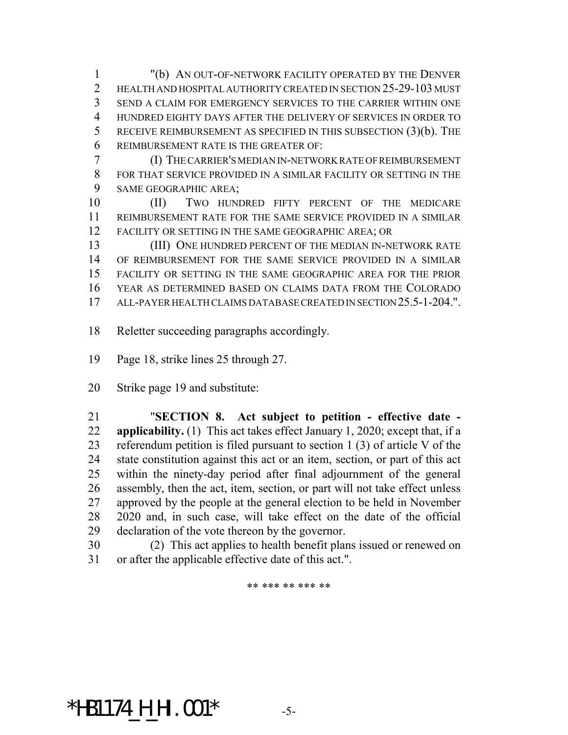"(b) AN OUT-OF-NETWORK FACILITY OPERATED BY THE DENVER HEALTH AND HOSPITAL AUTHORITY CREATED IN SECTION 25-29-103 MUST SEND A CLAIM FOR EMERGENCY SERVICES TO THE CARRIER WITHIN ONE HUNDRED EIGHTY DAYS AFTER THE DELIVERY OF SERVICES IN ORDER TO RECEIVE REIMBURSEMENT AS SPECIFIED IN THIS SUBSECTION (3)(b). THE REIMBURSEMENT RATE IS THE GREATER OF:

(I) THE CARRIER'S MEDIAN IN-NETWORK RATE OF REIMBURSEMENT FOR THAT SERVICE PROVIDED IN A SIMILAR FACILITY OR SETTING IN THE SAME GEOGRAPHIC AREA;

(II) TWO HUNDRED FIFTY PERCENT OF THE MEDICARE REIMBURSEMENT RATE FOR THE SAME SERVICE PROVIDED IN A SIMILAR FACILITY OR SETTING IN THE SAME GEOGRAPHIC AREA; OR

(III) ONE HUNDRED PERCENT OF THE MEDIAN IN-NETWORK RATE OF REIMBURSEMENT FOR THE SAME SERVICE PROVIDED IN A SIMILAR FACILITY OR SETTING IN THE SAME GEOGRAPHIC AREA FOR THE PRIOR YEAR AS DETERMINED BASED ON CLAIMS DATA FROM THE COLORADO ALL-PAYER HEALTH CLAIMS DATABASE CREATED IN SECTION 25.5-1-204.".

Reletter succeeding paragraphs accordingly.

Page 18, strike lines 25 through 27.

Strike page 19 and substitute:

"**SECTION 8. Act subject to petition - effective date - applicability.** (1) This act takes effect January 1, 2020; except that, if a referendum petition is filed pursuant to section 1 (3) of article V of the state constitution against this act or an item, section, or part of this act within the ninety-day period after final adjournment of the general assembly, then the act, item, section, or part will not take effect unless approved by the people at the general election to be held in November 2020 and, in such case, will take effect on the date of the official declaration of the vote thereon by the governor.

(2) This act applies to health benefit plans issued or renewed on or after the applicable effective date of this act.".

** *** ** *** **